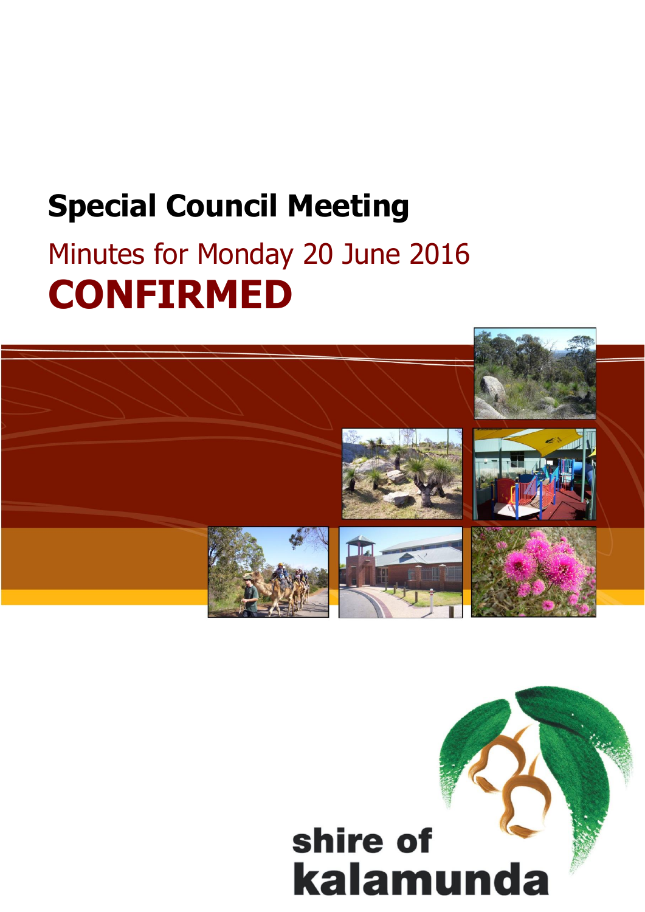# Special Council Meeting

## Minutes for Monday 20 June 2016

# CONFIRMED

shire of kalamunda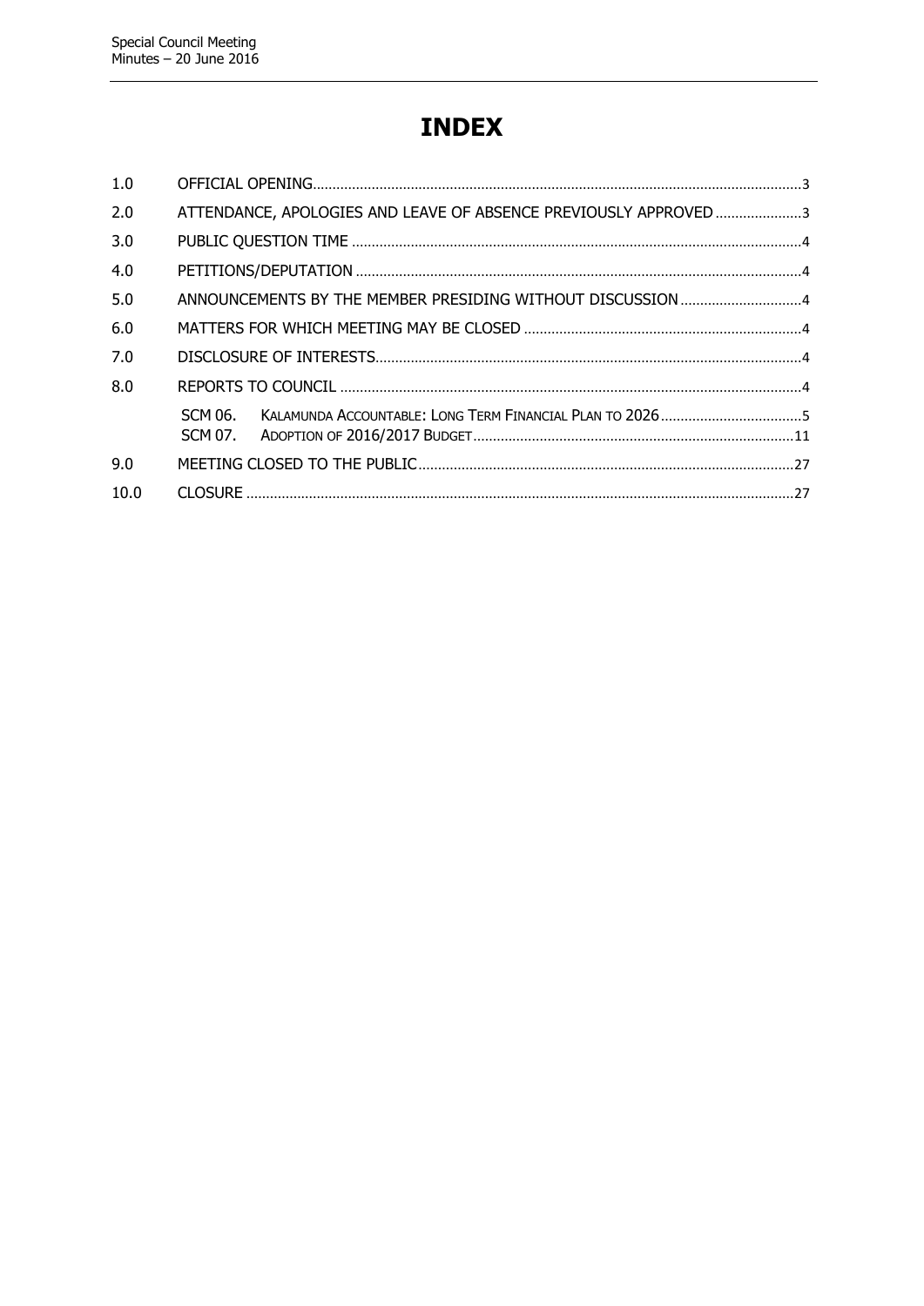# INDEX

| | | |
|---|---|---|
| 1.0 | OFFICIAL OPENING | 3 |
| 2.0 | ATTENDANCE, APOLOGIES AND LEAVE OF ABSENCE PREVIOUSLY APPROVED | 3 |
| 3.0 | PUBLIC QUESTION TIME | 4 |
| 4.0 | PETITIONS/DEPUTATION | 4 |
| 5.0 | ANNOUNCEMENTS BY THE MEMBER PRESIDING WITHOUT DISCUSSION | 4 |
| 6.0 | MATTERS FOR WHICH MEETING MAY BE CLOSED | 4 |
| 7.0 | DISCLOSURE OF INTERESTS | 4 |
| 8.0 | REPORTS TO COUNCIL | 4 |
| | SCM 06. KALAMUNDA ACCOUNTABLE: LONG TERM FINANCIAL PLAN TO 2026 | 5 |
| | SCM 07. ADOPTION OF 2016/2017 BUDGET | 11 |
| 9.0 | MEETING CLOSED TO THE PUBLIC | 27 |
| 10.0 | CLOSURE | 27 |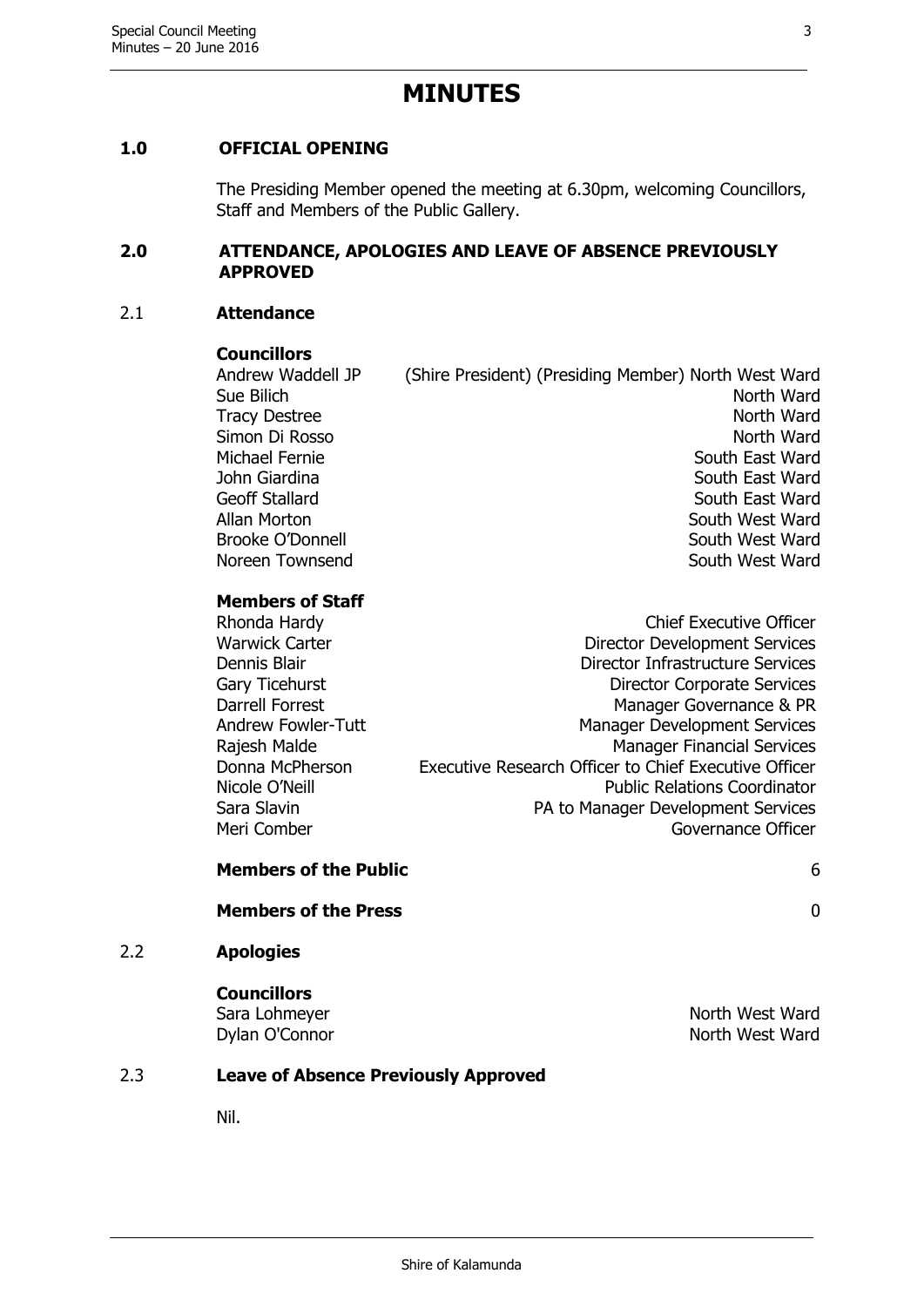# MINUTES

## 1.0 OFFICIAL OPENING

The Presiding Member opened the meeting at 6.30pm, welcoming Councillors, Staff and Members of the Public Gallery.

## 2.0 ATTENDANCE, APOLOGIES AND LEAVE OF ABSENCE PREVIOUSLY APPROVED

### 2.1 Attendance

**Councillors**

| | |
|---|---|
| Andrew Waddell JP | (Shire President) (Presiding Member) North West Ward |
| Sue Bilich | North Ward |
| Tracy Destree | North Ward |
| Simon Di Rosso | North Ward |
| Michael Fernie | South East Ward |
| John Giardina | South East Ward |
| Geoff Stallard | South East Ward |
| Allan Morton | South West Ward |
| Brooke O'Donnell | South West Ward |
| Noreen Townsend | South West Ward |

**Members of Staff**

| | |
|---|---|
| Rhonda Hardy | Chief Executive Officer |
| Warwick Carter | Director Development Services |
| Dennis Blair | Director Infrastructure Services |
| Gary Ticehurst | Director Corporate Services |
| Darrell Forrest | Manager Governance & PR |
| Andrew Fowler-Tutt | Manager Development Services |
| Rajesh Malde | Manager Financial Services |
| Donna McPherson | Executive Research Officer to Chief Executive Officer |
| Nicole O'Neill | Public Relations Coordinator |
| Sara Slavin | PA to Manager Development Services |
| Meri Comber | Governance Officer |

**Members of the Public** 6

**Members of the Press** 0

### 2.2 Apologies

**Councillors**

| | |
|---|---|
| Sara Lohmeyer | North West Ward |
| Dylan O'Connor | North West Ward |

### 2.3 Leave of Absence Previously Approved

Nil.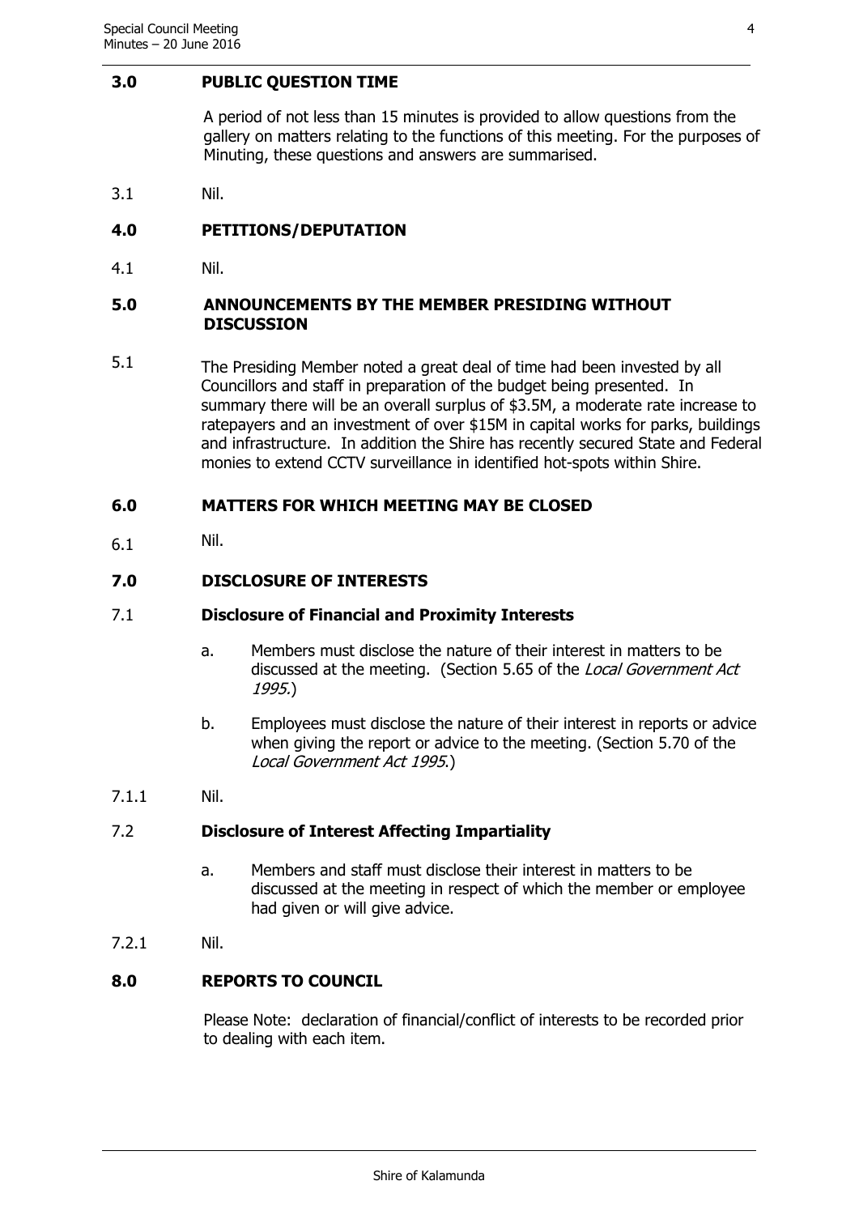## 3.0 PUBLIC QUESTION TIME

A period of not less than 15 minutes is provided to allow questions from the gallery on matters relating to the functions of this meeting. For the purposes of Minuting, these questions and answers are summarised.

3.1 Nil.

## 4.0 PETITIONS/DEPUTATION

4.1 Nil.

## 5.0 ANNOUNCEMENTS BY THE MEMBER PRESIDING WITHOUT DISCUSSION

5.1 The Presiding Member noted a great deal of time had been invested by all Councillors and staff in preparation of the budget being presented. In summary there will be an overall surplus of $3.5M, a moderate rate increase to ratepayers and an investment of over $15M in capital works for parks, buildings and infrastructure. In addition the Shire has recently secured State and Federal monies to extend CCTV surveillance in identified hot-spots within Shire.

## 6.0 MATTERS FOR WHICH MEETING MAY BE CLOSED

6.1 Nil.

## 7.0 DISCLOSURE OF INTERESTS

### 7.1 Disclosure of Financial and Proximity Interests

a. Members must disclose the nature of their interest in matters to be discussed at the meeting. (Section 5.65 of the *Local Government Act 1995*.)

b. Employees must disclose the nature of their interest in reports or advice when giving the report or advice to the meeting. (Section 5.70 of the *Local Government Act 1995*.)

7.1.1 Nil.

### 7.2 Disclosure of Interest Affecting Impartiality

a. Members and staff must disclose their interest in matters to be discussed at the meeting in respect of which the member or employee had given or will give advice.

7.2.1 Nil.

## 8.0 REPORTS TO COUNCIL

Please Note: declaration of financial/conflict of interests to be recorded prior to dealing with each item.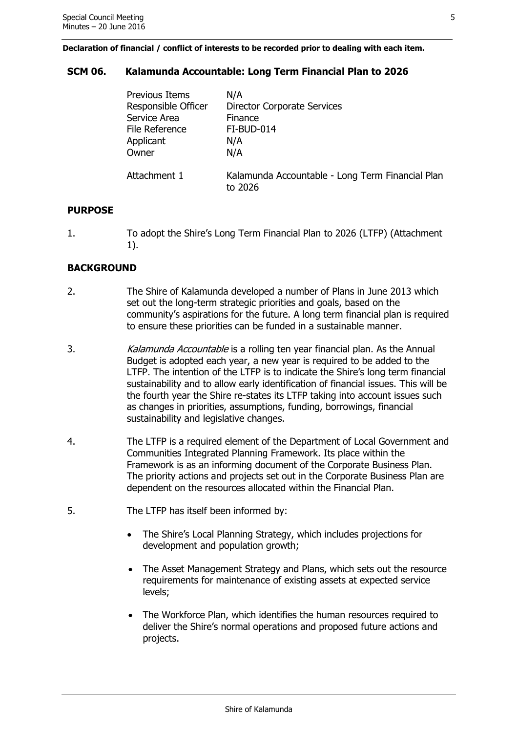**Declaration of financial / conflict of interests to be recorded prior to dealing with each item.**

## SCM 06. Kalamunda Accountable: Long Term Financial Plan to 2026

| | |
|---|---|
| Previous Items | N/A |
| Responsible Officer | Director Corporate Services |
| Service Area | Finance |
| File Reference | FI-BUD-014 |
| Applicant | N/A |
| Owner | N/A |
| Attachment 1 | Kalamunda Accountable - Long Term Financial Plan to 2026 |

### PURPOSE

1. To adopt the Shire's Long Term Financial Plan to 2026 (LTFP) (Attachment 1).

### BACKGROUND

2. The Shire of Kalamunda developed a number of Plans in June 2013 which set out the long-term strategic priorities and goals, based on the community's aspirations for the future. A long term financial plan is required to ensure these priorities can be funded in a sustainable manner.

3. *Kalamunda Accountable* is a rolling ten year financial plan. As the Annual Budget is adopted each year, a new year is required to be added to the LTFP. The intention of the LTFP is to indicate the Shire's long term financial sustainability and to allow early identification of financial issues. This will be the fourth year the Shire re-states its LTFP taking into account issues such as changes in priorities, assumptions, funding, borrowings, financial sustainability and legislative changes.

4. The LTFP is a required element of the Department of Local Government and Communities Integrated Planning Framework. Its place within the Framework is as an informing document of the Corporate Business Plan. The priority actions and projects set out in the Corporate Business Plan are dependent on the resources allocated within the Financial Plan.

5. The LTFP has itself been informed by:

   - The Shire's Local Planning Strategy, which includes projections for development and population growth;
   - The Asset Management Strategy and Plans, which sets out the resource requirements for maintenance of existing assets at expected service levels;
   - The Workforce Plan, which identifies the human resources required to deliver the Shire's normal operations and proposed future actions and projects.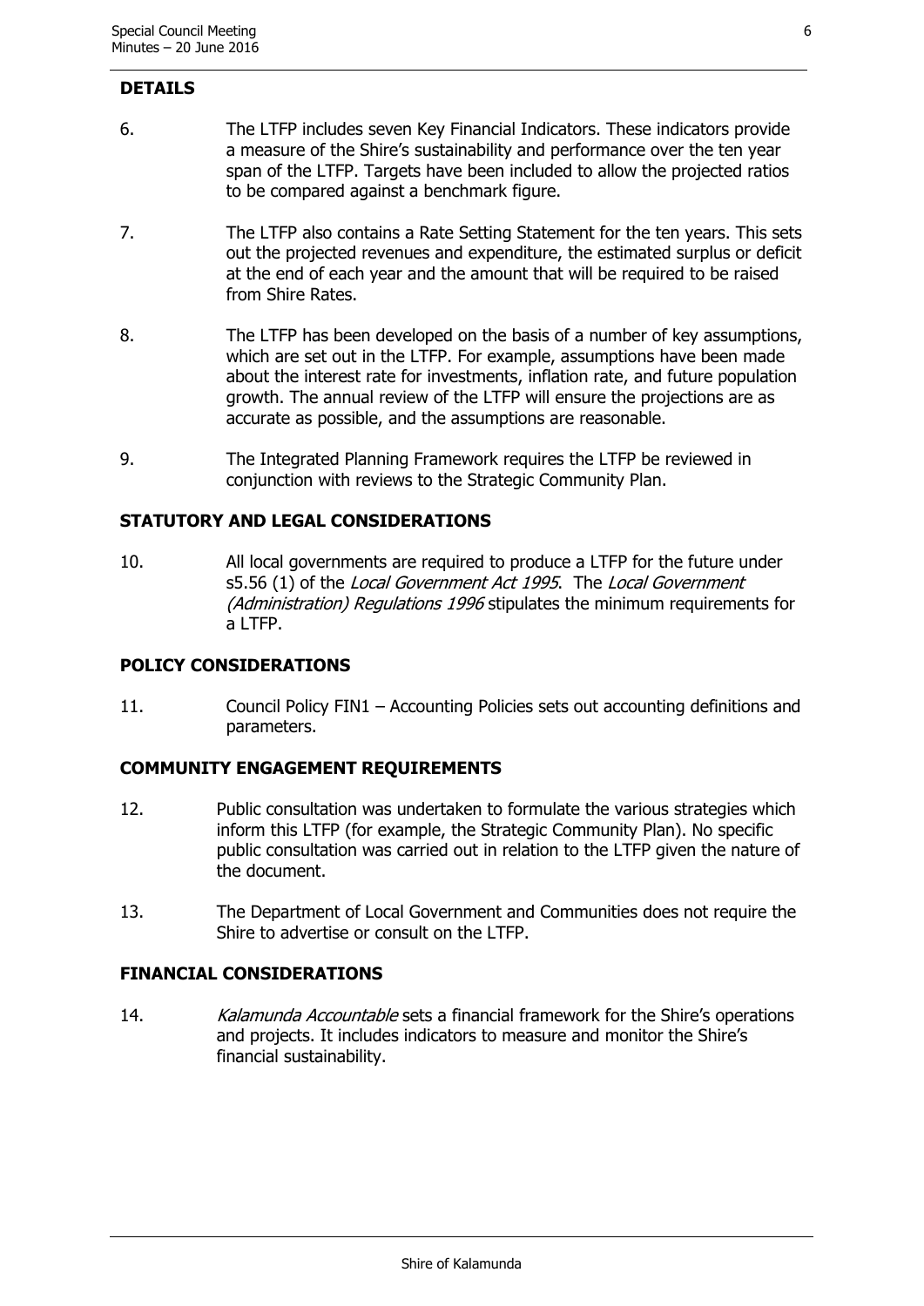## DETAILS

6. The LTFP includes seven Key Financial Indicators. These indicators provide a measure of the Shire's sustainability and performance over the ten year span of the LTFP. Targets have been included to allow the projected ratios to be compared against a benchmark figure.

7. The LTFP also contains a Rate Setting Statement for the ten years. This sets out the projected revenues and expenditure, the estimated surplus or deficit at the end of each year and the amount that will be required to be raised from Shire Rates.

8. The LTFP has been developed on the basis of a number of key assumptions, which are set out in the LTFP. For example, assumptions have been made about the interest rate for investments, inflation rate, and future population growth. The annual review of the LTFP will ensure the projections are as accurate as possible, and the assumptions are reasonable.

9. The Integrated Planning Framework requires the LTFP be reviewed in conjunction with reviews to the Strategic Community Plan.

## STATUTORY AND LEGAL CONSIDERATIONS

10. All local governments are required to produce a LTFP for the future under s5.56 (1) of the *Local Government Act 1995*. The *Local Government (Administration) Regulations 1996* stipulates the minimum requirements for a LTFP.

## POLICY CONSIDERATIONS

11. Council Policy FIN1 – Accounting Policies sets out accounting definitions and parameters.

## COMMUNITY ENGAGEMENT REQUIREMENTS

12. Public consultation was undertaken to formulate the various strategies which inform this LTFP (for example, the Strategic Community Plan). No specific public consultation was carried out in relation to the LTFP given the nature of the document.

13. The Department of Local Government and Communities does not require the Shire to advertise or consult on the LTFP.

## FINANCIAL CONSIDERATIONS

14. *Kalamunda Accountable* sets a financial framework for the Shire's operations and projects. It includes indicators to measure and monitor the Shire's financial sustainability.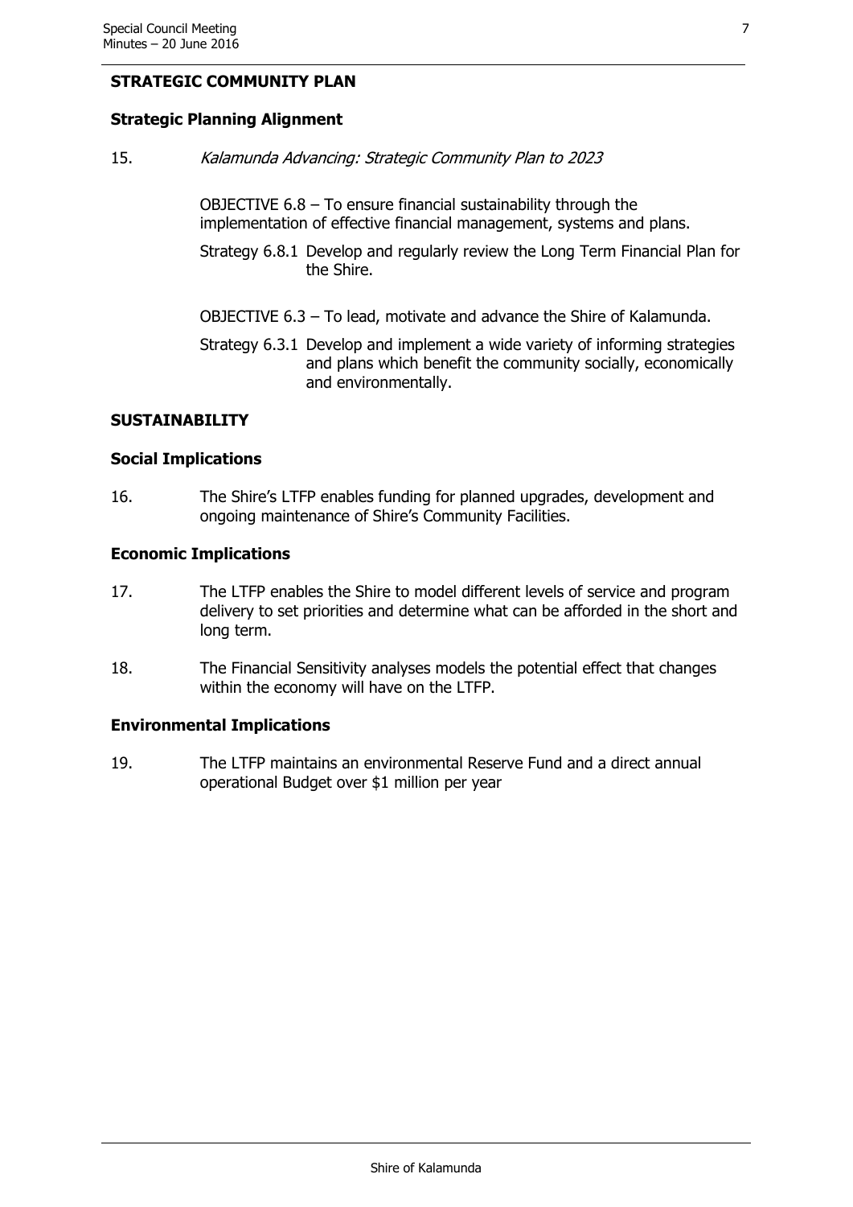## STRATEGIC COMMUNITY PLAN

### Strategic Planning Alignment

15. *Kalamunda Advancing: Strategic Community Plan to 2023*

    OBJECTIVE 6.8 – To ensure financial sustainability through the implementation of effective financial management, systems and plans.

    Strategy 6.8.1 Develop and regularly review the Long Term Financial Plan for the Shire.

    OBJECTIVE 6.3 – To lead, motivate and advance the Shire of Kalamunda.

    Strategy 6.3.1 Develop and implement a wide variety of informing strategies and plans which benefit the community socially, economically and environmentally.

## SUSTAINABILITY

### Social Implications

16. The Shire's LTFP enables funding for planned upgrades, development and ongoing maintenance of Shire's Community Facilities.

### Economic Implications

17. The LTFP enables the Shire to model different levels of service and program delivery to set priorities and determine what can be afforded in the short and long term.

18. The Financial Sensitivity analyses models the potential effect that changes within the economy will have on the LTFP.

### Environmental Implications

19. The LTFP maintains an environmental Reserve Fund and a direct annual operational Budget over $1 million per year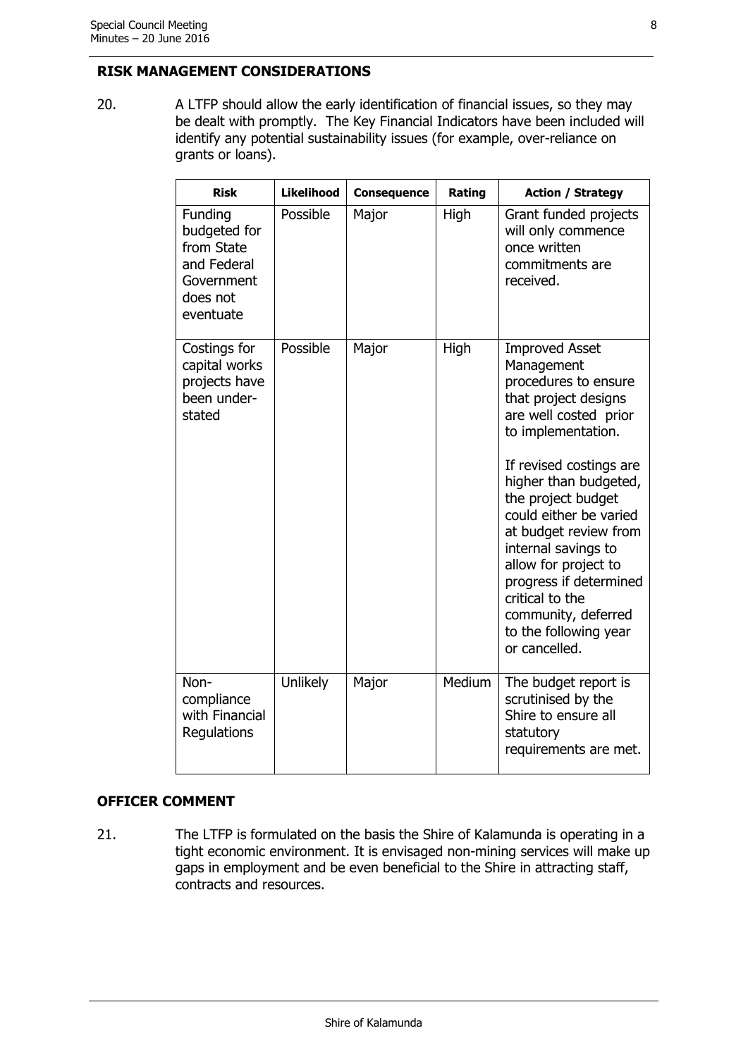## RISK MANAGEMENT CONSIDERATIONS

20. A LTFP should allow the early identification of financial issues, so they may be dealt with promptly. The Key Financial Indicators have been included will identify any potential sustainability issues (for example, over-reliance on grants or loans).

| Risk | Likelihood | Consequence | Rating | Action / Strategy |
|---|---|---|---|---|
| Funding budgeted for from State and Federal Government does not eventuate | Possible | Major | High | Grant funded projects will only commence once written commitments are received. |
| Costings for capital works projects have been under-stated | Possible | Major | High | Improved Asset Management procedures to ensure that project designs are well costed prior to implementation.<br><br>If revised costings are higher than budgeted, the project budget could either be varied at budget review from internal savings to allow for project to progress if determined critical to the community, deferred to the following year or cancelled. |
| Non-compliance with Financial Regulations | Unlikely | Major | Medium | The budget report is scrutinised by the Shire to ensure all statutory requirements are met. |

## OFFICER COMMENT

21. The LTFP is formulated on the basis the Shire of Kalamunda is operating in a tight economic environment. It is envisaged non-mining services will make up gaps in employment and be even beneficial to the Shire in attracting staff, contracts and resources.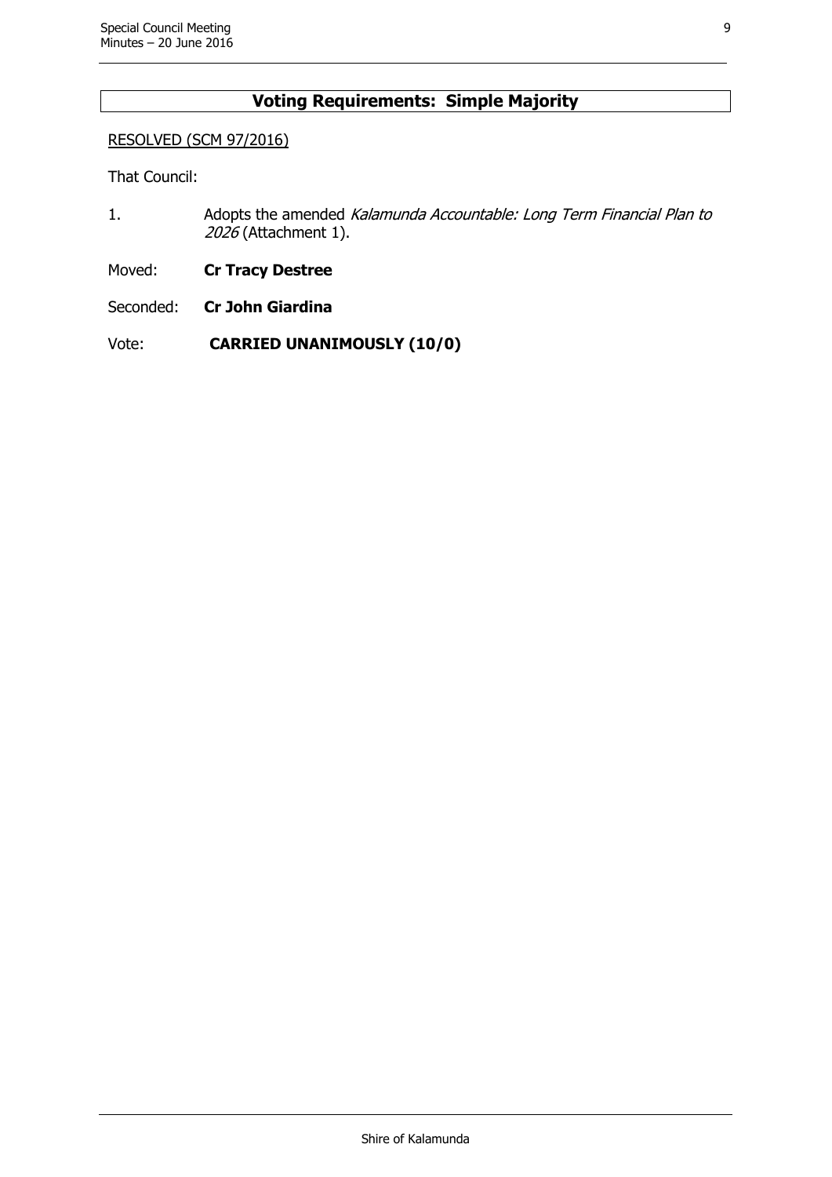**Voting Requirements: Simple Majority**

RESOLVED (SCM 97/2016)

That Council:

1. Adopts the amended *Kalamunda Accountable: Long Term Financial Plan to 2026* (Attachment 1).

Moved: **Cr Tracy Destree**

Seconded: **Cr John Giardina**

Vote: **CARRIED UNANIMOUSLY (10/0)**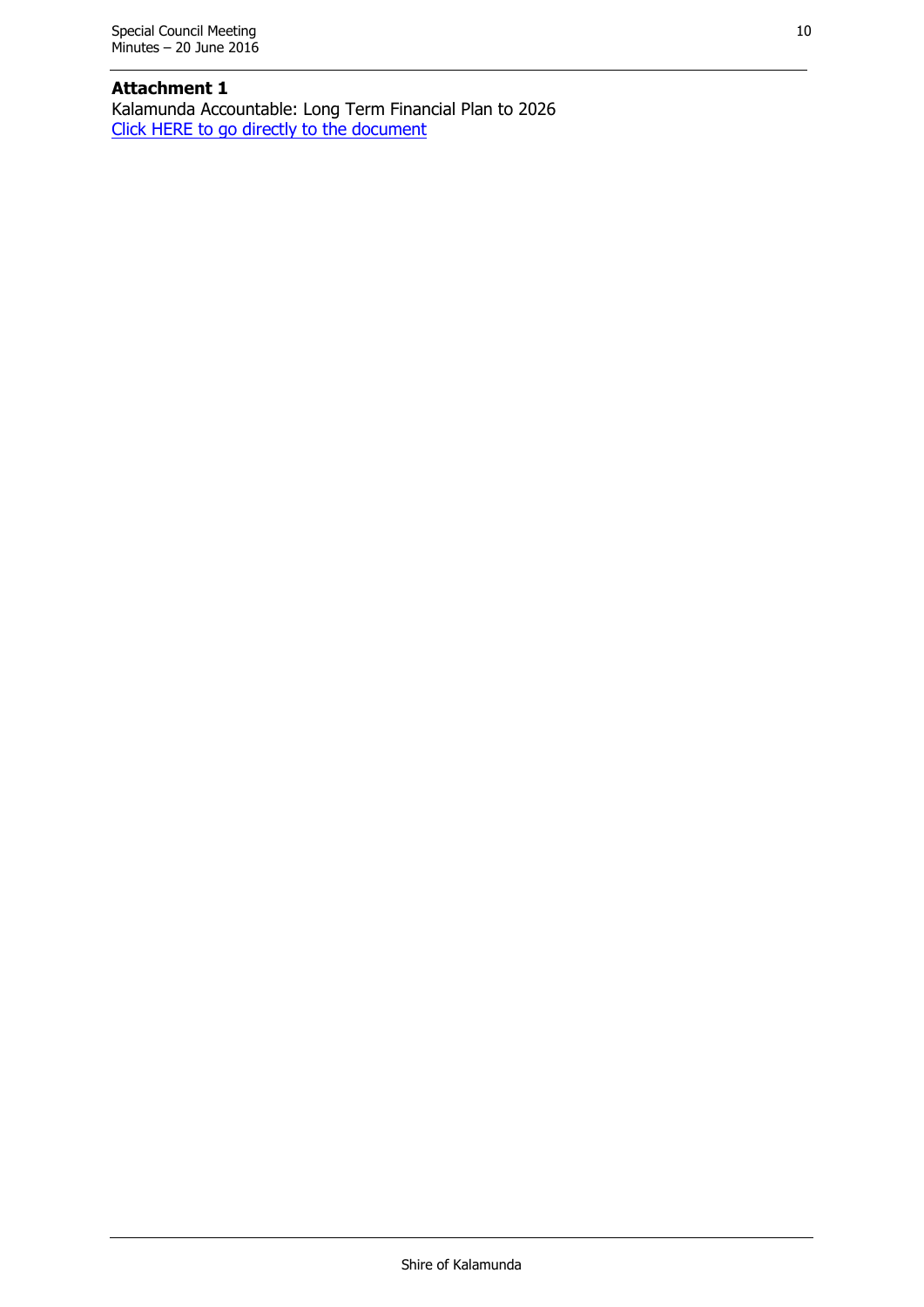**Attachment 1**

Kalamunda Accountable: Long Term Financial Plan to 2026

Click HERE to go directly to the document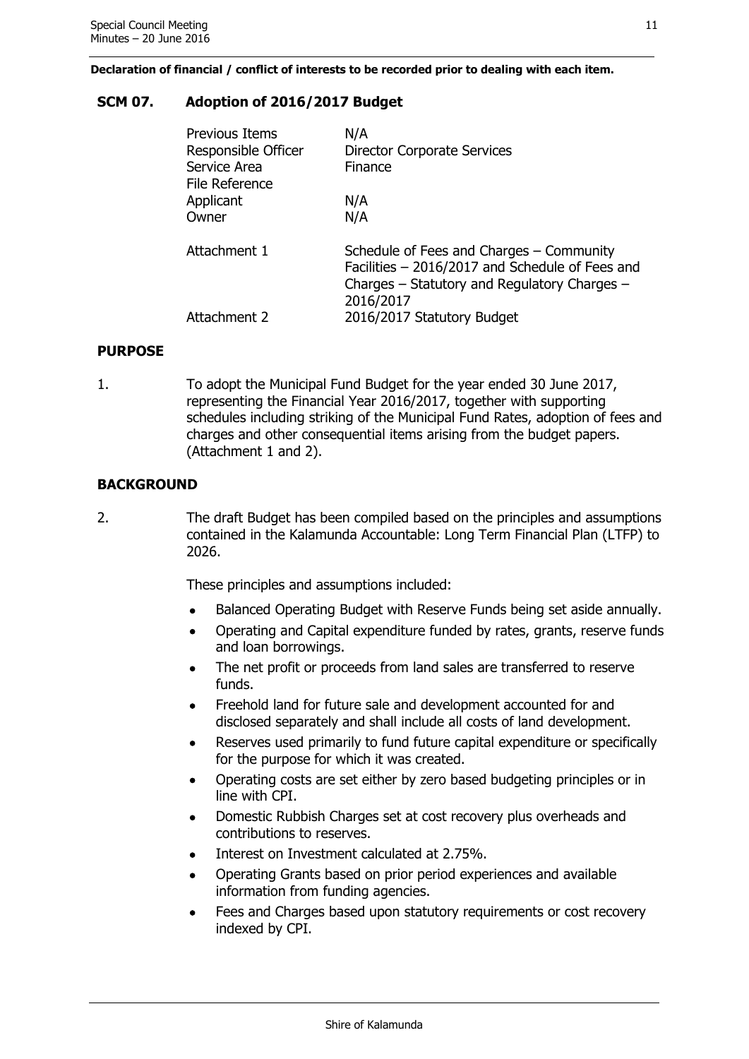**Declaration of financial / conflict of interests to be recorded prior to dealing with each item.**

## SCM 07. Adoption of 2016/2017 Budget

| | |
|---|---|
| Previous Items | N/A |
| Responsible Officer | Director Corporate Services |
| Service Area | Finance |
| File Reference | |
| Applicant | N/A |
| Owner | N/A |
| Attachment 1 | Schedule of Fees and Charges – Community Facilities – 2016/2017 and Schedule of Fees and Charges – Statutory and Regulatory Charges – 2016/2017 |
| Attachment 2 | 2016/2017 Statutory Budget |

### PURPOSE

1. To adopt the Municipal Fund Budget for the year ended 30 June 2017, representing the Financial Year 2016/2017, together with supporting schedules including striking of the Municipal Fund Rates, adoption of fees and charges and other consequential items arising from the budget papers. (Attachment 1 and 2).

### BACKGROUND

2. The draft Budget has been compiled based on the principles and assumptions contained in the Kalamunda Accountable: Long Term Financial Plan (LTFP) to 2026.

   These principles and assumptions included:

   - Balanced Operating Budget with Reserve Funds being set aside annually.
   - Operating and Capital expenditure funded by rates, grants, reserve funds and loan borrowings.
   - The net profit or proceeds from land sales are transferred to reserve funds.
   - Freehold land for future sale and development accounted for and disclosed separately and shall include all costs of land development.
   - Reserves used primarily to fund future capital expenditure or specifically for the purpose for which it was created.
   - Operating costs are set either by zero based budgeting principles or in line with CPI.
   - Domestic Rubbish Charges set at cost recovery plus overheads and contributions to reserves.
   - Interest on Investment calculated at 2.75%.
   - Operating Grants based on prior period experiences and available information from funding agencies.
   - Fees and Charges based upon statutory requirements or cost recovery indexed by CPI.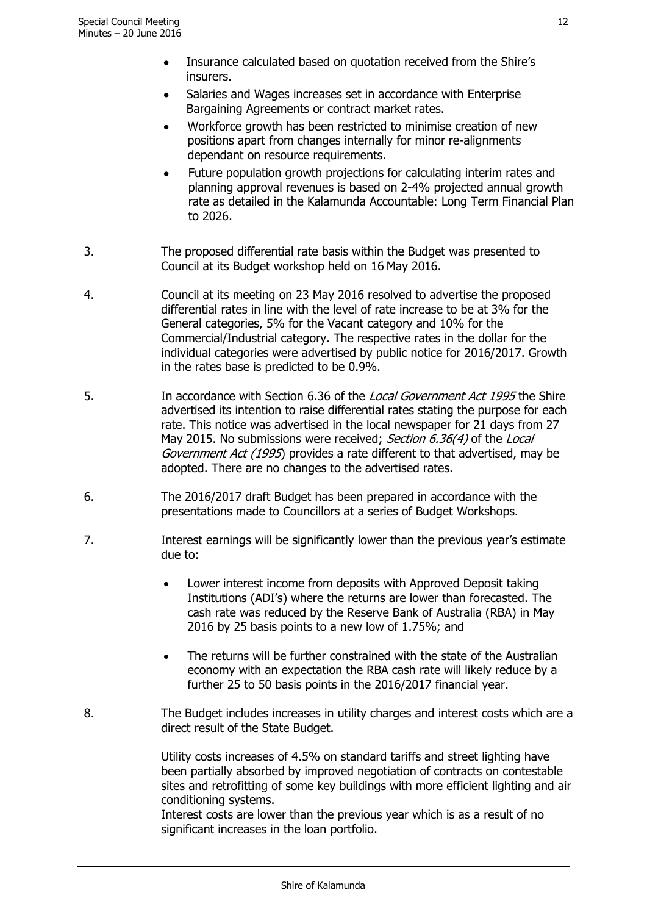- Insurance calculated based on quotation received from the Shire's insurers.
- Salaries and Wages increases set in accordance with Enterprise Bargaining Agreements or contract market rates.
- Workforce growth has been restricted to minimise creation of new positions apart from changes internally for minor re-alignments dependant on resource requirements.
- Future population growth projections for calculating interim rates and planning approval revenues is based on 2-4% projected annual growth rate as detailed in the Kalamunda Accountable: Long Term Financial Plan to 2026.

3. The proposed differential rate basis within the Budget was presented to Council at its Budget workshop held on 16 May 2016.

4. Council at its meeting on 23 May 2016 resolved to advertise the proposed differential rates in line with the level of rate increase to be at 3% for the General categories, 5% for the Vacant category and 10% for the Commercial/Industrial category. The respective rates in the dollar for the individual categories were advertised by public notice for 2016/2017. Growth in the rates base is predicted to be 0.9%.

5. In accordance with Section 6.36 of the *Local Government Act 1995* the Shire advertised its intention to raise differential rates stating the purpose for each rate. This notice was advertised in the local newspaper for 21 days from 27 May 2015. No submissions were received; *Section 6.36(4)* of the *Local Government Act (1995*) provides a rate different to that advertised, may be adopted. There are no changes to the advertised rates.

6. The 2016/2017 draft Budget has been prepared in accordance with the presentations made to Councillors at a series of Budget Workshops.

7. Interest earnings will be significantly lower than the previous year's estimate due to:

   - Lower interest income from deposits with Approved Deposit taking Institutions (ADI's) where the returns are lower than forecasted. The cash rate was reduced by the Reserve Bank of Australia (RBA) in May 2016 by 25 basis points to a new low of 1.75%; and

   - The returns will be further constrained with the state of the Australian economy with an expectation the RBA cash rate will likely reduce by a further 25 to 50 basis points in the 2016/2017 financial year.

8. The Budget includes increases in utility charges and interest costs which are a direct result of the State Budget.

   Utility costs increases of 4.5% on standard tariffs and street lighting have been partially absorbed by improved negotiation of contracts on contestable sites and retrofitting of some key buildings with more efficient lighting and air conditioning systems.
   Interest costs are lower than the previous year which is as a result of no significant increases in the loan portfolio.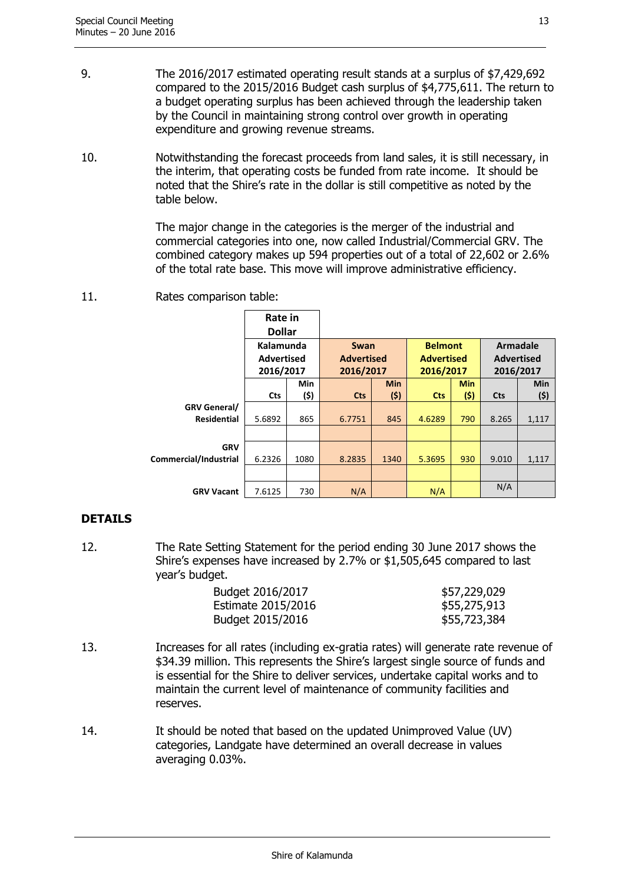9. The 2016/2017 estimated operating result stands at a surplus of $7,429,692 compared to the 2015/2016 Budget cash surplus of $4,775,611. The return to a budget operating surplus has been achieved through the leadership taken by the Council in maintaining strong control over growth in operating expenditure and growing revenue streams.

10. Notwithstanding the forecast proceeds from land sales, it is still necessary, in the interim, that operating costs be funded from rate income. It should be noted that the Shire's rate in the dollar is still competitive as noted by the table below.

    The major change in the categories is the merger of the industrial and commercial categories into one, now called Industrial/Commercial GRV. The combined category makes up 594 properties out of a total of 22,602 or 2.6% of the total rate base. This move will improve administrative efficiency.

11. Rates comparison table:

| | Rate in Dollar | | | | | | | |
|---|---|---|---|---|---|---|---|---|
| | Kalamunda Advertised 2016/2017 | | Swan Advertised 2016/2017 | | Belmont Advertised 2016/2017 | | Armadale Advertised 2016/2017 | |
| | Cts | Min ($) | Cts | Min ($) | Cts | Min ($) | Cts | Min ($) |
| GRV General/ Residential | 5.6892 | 865 | 6.7751 | 845 | 4.6289 | 790 | 8.265 | 1,117 |
| | | | | | | | | |
| GRV Commercial/Industrial | 6.2326 | 1080 | 8.2835 | 1340 | 5.3695 | 930 | 9.010 | 1,117 |
| | | | | | | | | |
| GRV Vacant | 7.6125 | 730 | N/A | | N/A | | N/A | |

## DETAILS

12. The Rate Setting Statement for the period ending 30 June 2017 shows the Shire's expenses have increased by 2.7% or $1,505,645 compared to last year's budget.

| | |
|---|---|
| Budget 2016/2017 | $57,229,029 |
| Estimate 2015/2016 | $55,275,913 |
| Budget 2015/2016 | $55,723,384 |

13. Increases for all rates (including ex-gratia rates) will generate rate revenue of $34.39 million. This represents the Shire's largest single source of funds and is essential for the Shire to deliver services, undertake capital works and to maintain the current level of maintenance of community facilities and reserves.

14. It should be noted that based on the updated Unimproved Value (UV) categories, Landgate have determined an overall decrease in values averaging 0.03%.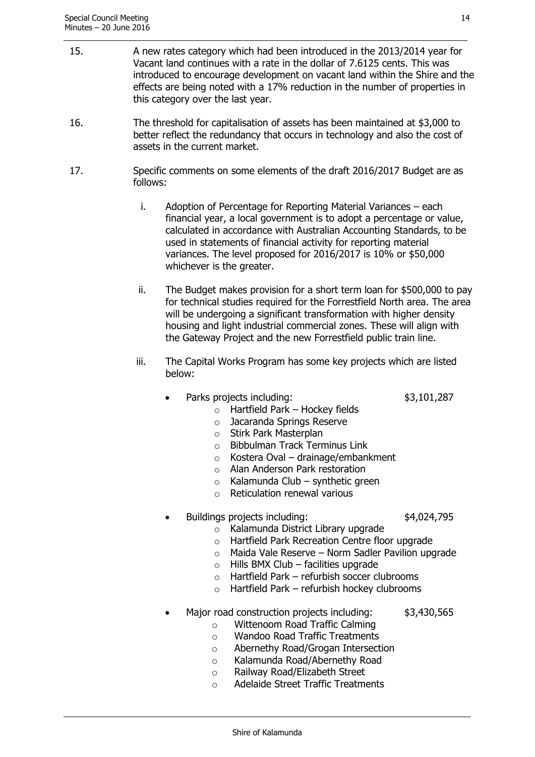15. A new rates category which had been introduced in the 2013/2014 year for Vacant land continues with a rate in the dollar of 7.6125 cents. This was introduced to encourage development on vacant land within the Shire and the effects are being noted with a 17% reduction in the number of properties in this category over the last year.

16. The threshold for capitalisation of assets has been maintained at $3,000 to better reflect the redundancy that occurs in technology and also the cost of assets in the current market.

17. Specific comments on some elements of the draft 2016/2017 Budget are as follows:

    i. Adoption of Percentage for Reporting Material Variances – each financial year, a local government is to adopt a percentage or value, calculated in accordance with Australian Accounting Standards, to be used in statements of financial activity for reporting material variances. The level proposed for 2016/2017 is 10% or $50,000 whichever is the greater.

    ii. The Budget makes provision for a short term loan for $500,000 to pay for technical studies required for the Forrestfield North area. The area will be undergoing a significant transformation with higher density housing and light industrial commercial zones. These will align with the Gateway Project and the new Forrestfield public train line.

    iii. The Capital Works Program has some key projects which are listed below:

        - Parks projects including: $3,101,287
            - Hartfield Park – Hockey fields
            - Jacaranda Springs Reserve
            - Stirk Park Masterplan
            - Bibbulman Track Terminus Link
            - Kostera Oval – drainage/embankment
            - Alan Anderson Park restoration
            - Kalamunda Club – synthetic green
            - Reticulation renewal various

        - Buildings projects including: $4,024,795
            - Kalamunda District Library upgrade
            - Hartfield Park Recreation Centre floor upgrade
            - Maida Vale Reserve – Norm Sadler Pavilion upgrade
            - Hills BMX Club – facilities upgrade
            - Hartfield Park – refurbish soccer clubrooms
            - Hartfield Park – refurbish hockey clubrooms

        - Major road construction projects including: $3,430,565
            - Wittenoom Road Traffic Calming
            - Wandoo Road Traffic Treatments
            - Abernethy Road/Grogan Intersection
            - Kalamunda Road/Abernethy Road
            - Railway Road/Elizabeth Street
            - Adelaide Street Traffic Treatments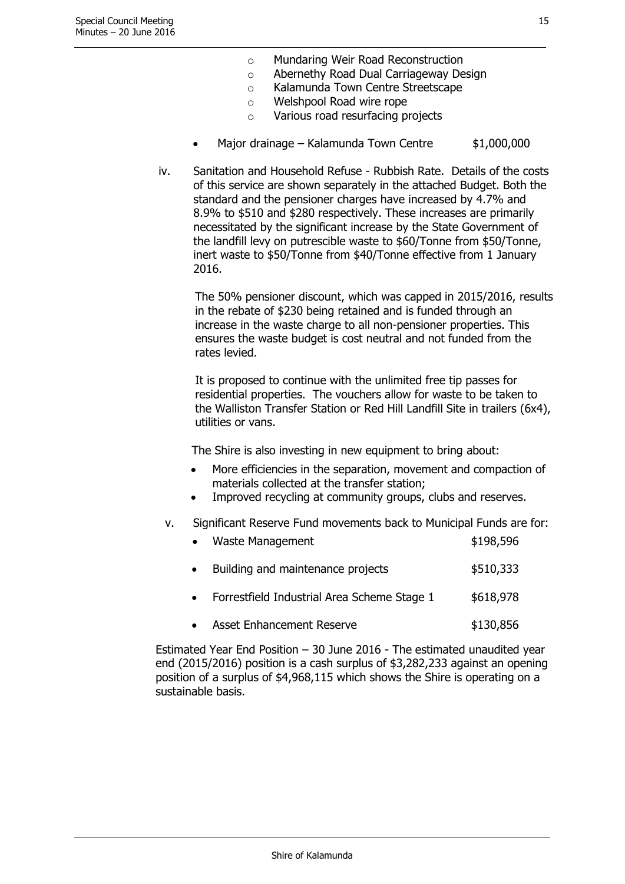- Mundaring Weir Road Reconstruction
    - Abernethy Road Dual Carriageway Design
    - Kalamunda Town Centre Streetscape
    - Welshpool Road wire rope
    - Various road resurfacing projects

- Major drainage – Kalamunda Town Centre $1,000,000

iv. Sanitation and Household Refuse - Rubbish Rate. Details of the costs of this service are shown separately in the attached Budget. Both the standard and the pensioner charges have increased by 4.7% and 8.9% to $510 and $280 respectively. These increases are primarily necessitated by the significant increase by the State Government of the landfill levy on putrescible waste to $60/Tonne from $50/Tonne, inert waste to $50/Tonne from $40/Tonne effective from 1 January 2016.

The 50% pensioner discount, which was capped in 2015/2016, results in the rebate of $230 being retained and is funded through an increase in the waste charge to all non-pensioner properties. This ensures the waste budget is cost neutral and not funded from the rates levied.

It is proposed to continue with the unlimited free tip passes for residential properties. The vouchers allow for waste to be taken to the Walliston Transfer Station or Red Hill Landfill Site in trailers (6x4), utilities or vans.

The Shire is also investing in new equipment to bring about:

- More efficiencies in the separation, movement and compaction of materials collected at the transfer station;
- Improved recycling at community groups, clubs and reserves.

v. Significant Reserve Fund movements back to Municipal Funds are for:

- Waste Management $198,596
- Building and maintenance projects $510,333
- Forrestfield Industrial Area Scheme Stage 1 $618,978
- Asset Enhancement Reserve $130,856

Estimated Year End Position – 30 June 2016 - The estimated unaudited year end (2015/2016) position is a cash surplus of $3,282,233 against an opening position of a surplus of $4,968,115 which shows the Shire is operating on a sustainable basis.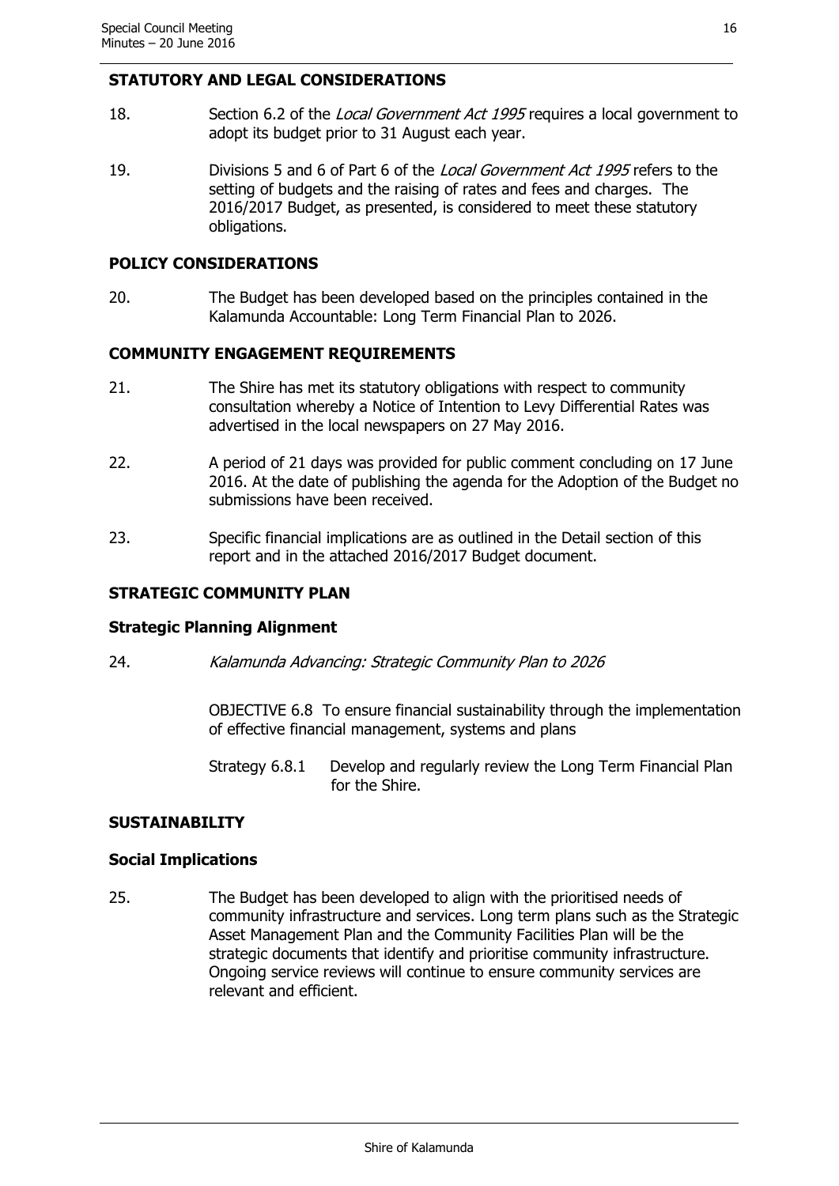## STATUTORY AND LEGAL CONSIDERATIONS

18. Section 6.2 of the *Local Government Act 1995* requires a local government to adopt its budget prior to 31 August each year.

19. Divisions 5 and 6 of Part 6 of the *Local Government Act 1995* refers to the setting of budgets and the raising of rates and fees and charges. The 2016/2017 Budget, as presented, is considered to meet these statutory obligations.

## POLICY CONSIDERATIONS

20. The Budget has been developed based on the principles contained in the Kalamunda Accountable: Long Term Financial Plan to 2026.

## COMMUNITY ENGAGEMENT REQUIREMENTS

21. The Shire has met its statutory obligations with respect to community consultation whereby a Notice of Intention to Levy Differential Rates was advertised in the local newspapers on 27 May 2016.

22. A period of 21 days was provided for public comment concluding on 17 June 2016. At the date of publishing the agenda for the Adoption of the Budget no submissions have been received.

23. Specific financial implications are as outlined in the Detail section of this report and in the attached 2016/2017 Budget document.

## STRATEGIC COMMUNITY PLAN

### Strategic Planning Alignment

24. *Kalamunda Advancing: Strategic Community Plan to 2026*

    OBJECTIVE 6.8 To ensure financial sustainability through the implementation of effective financial management, systems and plans

    Strategy 6.8.1 Develop and regularly review the Long Term Financial Plan for the Shire.

## SUSTAINABILITY

### Social Implications

25. The Budget has been developed to align with the prioritised needs of community infrastructure and services. Long term plans such as the Strategic Asset Management Plan and the Community Facilities Plan will be the strategic documents that identify and prioritise community infrastructure. Ongoing service reviews will continue to ensure community services are relevant and efficient.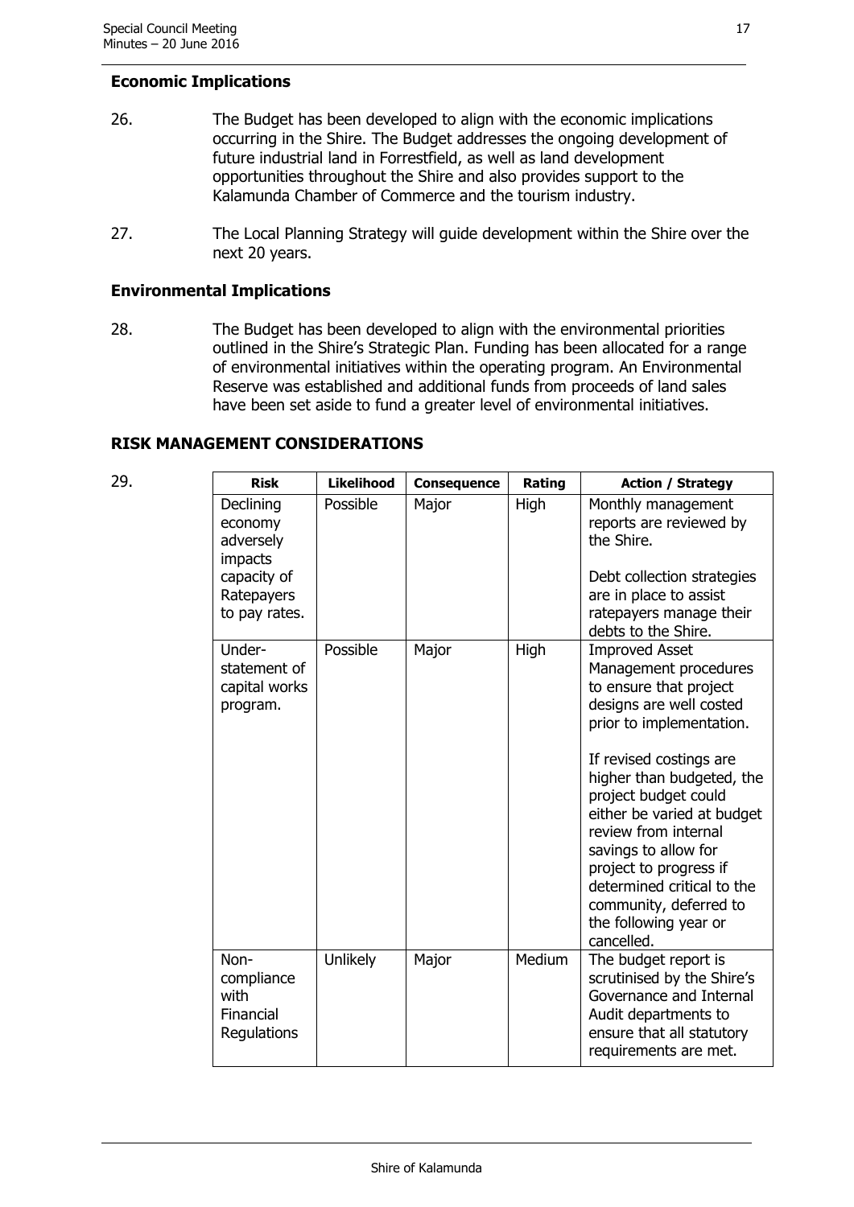### Economic Implications

26. The Budget has been developed to align with the economic implications occurring in the Shire. The Budget addresses the ongoing development of future industrial land in Forrestfield, as well as land development opportunities throughout the Shire and also provides support to the Kalamunda Chamber of Commerce and the tourism industry.

27. The Local Planning Strategy will guide development within the Shire over the next 20 years.

### Environmental Implications

28. The Budget has been developed to align with the environmental priorities outlined in the Shire's Strategic Plan. Funding has been allocated for a range of environmental initiatives within the operating program. An Environmental Reserve was established and additional funds from proceeds of land sales have been set aside to fund a greater level of environmental initiatives.

## RISK MANAGEMENT CONSIDERATIONS

29.

| Risk | Likelihood | Consequence | Rating | Action / Strategy |
|---|---|---|---|---|
| Declining economy adversely impacts capacity of Ratepayers to pay rates. | Possible | Major | High | Monthly management reports are reviewed by the Shire.<br><br>Debt collection strategies are in place to assist ratepayers manage their debts to the Shire. |
| Under-statement of capital works program. | Possible | Major | High | Improved Asset Management procedures to ensure that project designs are well costed prior to implementation.<br><br>If revised costings are higher than budgeted, the project budget could either be varied at budget review from internal savings to allow for project to progress if determined critical to the community, deferred to the following year or cancelled. |
| Non-compliance with Financial Regulations | Unlikely | Major | Medium | The budget report is scrutinised by the Shire's Governance and Internal Audit departments to ensure that all statutory requirements are met. |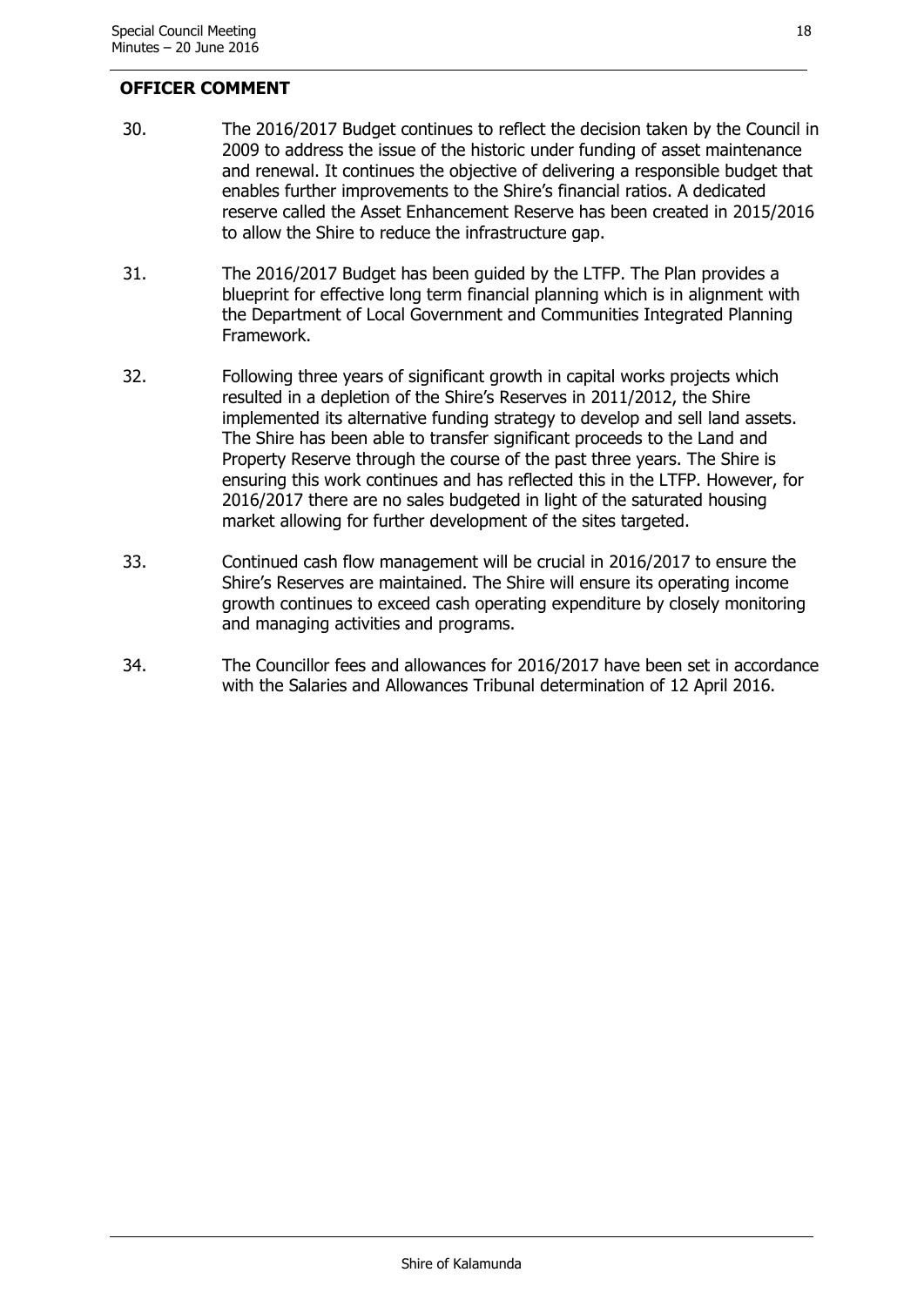**OFFICER COMMENT**

30. The 2016/2017 Budget continues to reflect the decision taken by the Council in 2009 to address the issue of the historic under funding of asset maintenance and renewal. It continues the objective of delivering a responsible budget that enables further improvements to the Shire's financial ratios. A dedicated reserve called the Asset Enhancement Reserve has been created in 2015/2016 to allow the Shire to reduce the infrastructure gap.

31. The 2016/2017 Budget has been guided by the LTFP. The Plan provides a blueprint for effective long term financial planning which is in alignment with the Department of Local Government and Communities Integrated Planning Framework.

32. Following three years of significant growth in capital works projects which resulted in a depletion of the Shire's Reserves in 2011/2012, the Shire implemented its alternative funding strategy to develop and sell land assets. The Shire has been able to transfer significant proceeds to the Land and Property Reserve through the course of the past three years. The Shire is ensuring this work continues and has reflected this in the LTFP. However, for 2016/2017 there are no sales budgeted in light of the saturated housing market allowing for further development of the sites targeted.

33. Continued cash flow management will be crucial in 2016/2017 to ensure the Shire's Reserves are maintained. The Shire will ensure its operating income growth continues to exceed cash operating expenditure by closely monitoring and managing activities and programs.

34. The Councillor fees and allowances for 2016/2017 have been set in accordance with the Salaries and Allowances Tribunal determination of 12 April 2016.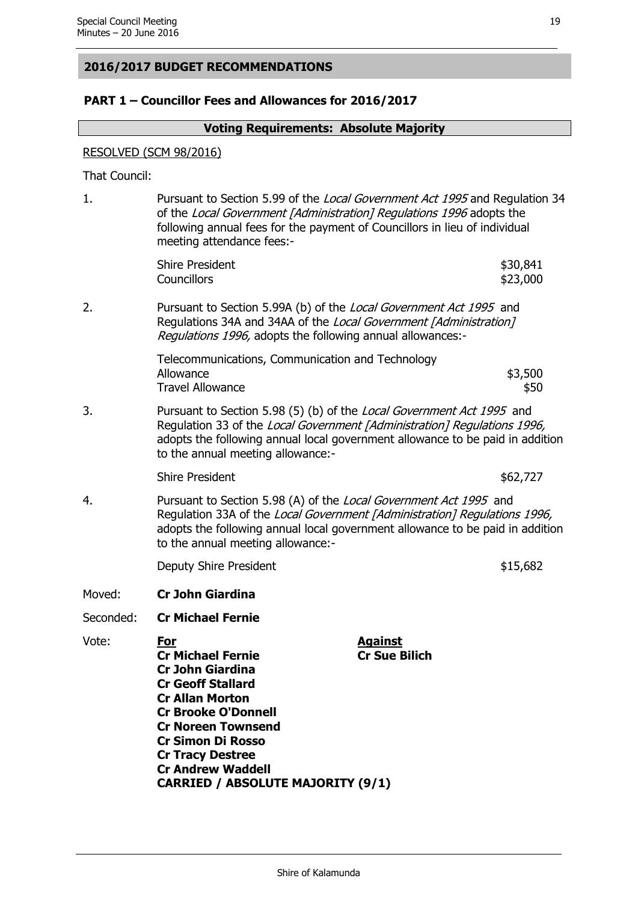## 2016/2017 BUDGET RECOMMENDATIONS

### PART 1 – Councillor Fees and Allowances for 2016/2017

**Voting Requirements: Absolute Majority**

RESOLVED (SCM 98/2016)

That Council:

1. Pursuant to Section 5.99 of the *Local Government Act 1995* and Regulation 34 of the *Local Government [Administration] Regulations 1996* adopts the following annual fees for the payment of Councillors in lieu of individual meeting attendance fees:-

   | | |
   |---|---|
   | Shire President | $30,841 |
   | Councillors | $23,000 |

2. Pursuant to Section 5.99A (b) of the *Local Government Act 1995* and Regulations 34A and 34AA of the *Local Government [Administration] Regulations 1996,* adopts the following annual allowances:-

   | | |
   |---|---|
   | Telecommunications, Communication and Technology Allowance | $3,500 |
   | Travel Allowance | $50 |

3. Pursuant to Section 5.98 (5) (b) of the *Local Government Act 1995* and Regulation 33 of the *Local Government [Administration] Regulations 1996,* adopts the following annual local government allowance to be paid in addition to the annual meeting allowance:-

   | | |
   |---|---|
   | Shire President | $62,727 |

4. Pursuant to Section 5.98 (A) of the *Local Government Act 1995* and Regulation 33A of the *Local Government [Administration] Regulations 1996,* adopts the following annual local government allowance to be paid in addition to the annual meeting allowance:-

   | | |
   |---|---|
   | Deputy Shire President | $15,682 |

Moved: **Cr John Giardina**

Seconded: **Cr Michael Fernie**

Vote:

| **For** | **Against** |
|---|---|
| **Cr Michael Fernie** | **Cr Sue Bilich** |
| **Cr John Giardina** | |
| **Cr Geoff Stallard** | |
| **Cr Allan Morton** | |
| **Cr Brooke O'Donnell** | |
| **Cr Noreen Townsend** | |
| **Cr Simon Di Rosso** | |
| **Cr Tracy Destree** | |
| **Cr Andrew Waddell** | |

**CARRIED / ABSOLUTE MAJORITY (9/1)**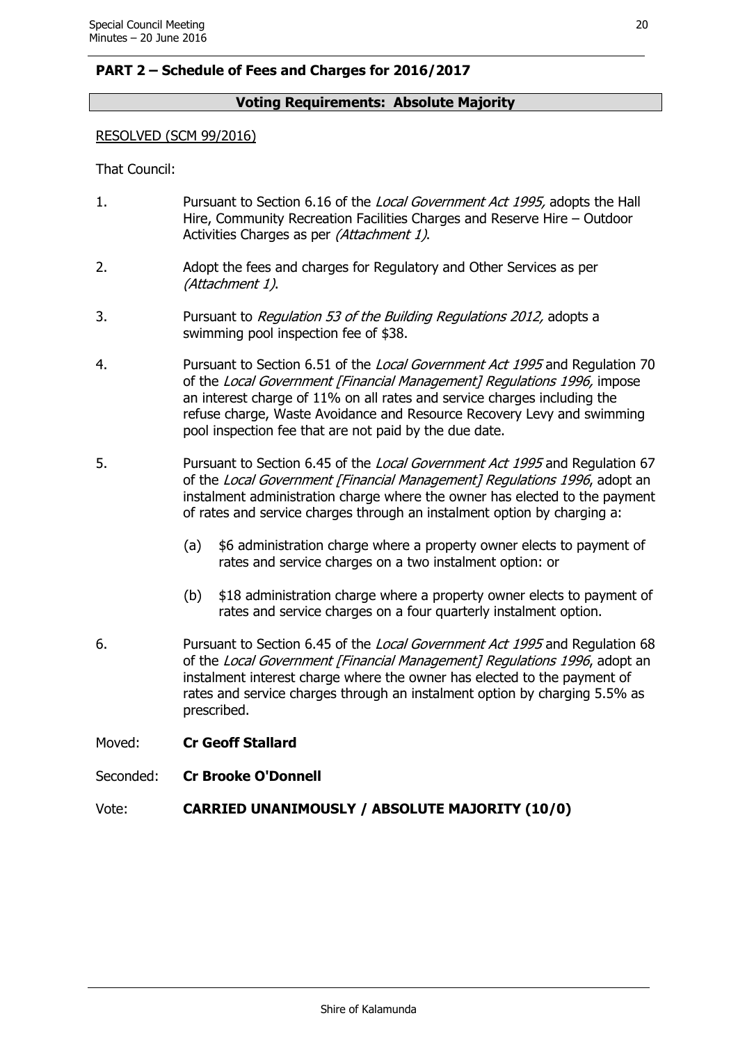## PART 2 – Schedule of Fees and Charges for 2016/2017

**Voting Requirements: Absolute Majority**

RESOLVED (SCM 99/2016)

That Council:

1. Pursuant to Section 6.16 of the *Local Government Act 1995,* adopts the Hall Hire, Community Recreation Facilities Charges and Reserve Hire – Outdoor Activities Charges as per *(Attachment 1)*.

2. Adopt the fees and charges for Regulatory and Other Services as per *(Attachment 1)*.

3. Pursuant to *Regulation 53 of the Building Regulations 2012,* adopts a swimming pool inspection fee of $38.

4. Pursuant to Section 6.51 of the *Local Government Act 1995* and Regulation 70 of the *Local Government [Financial Management] Regulations 1996,* impose an interest charge of 11% on all rates and service charges including the refuse charge, Waste Avoidance and Resource Recovery Levy and swimming pool inspection fee that are not paid by the due date.

5. Pursuant to Section 6.45 of the *Local Government Act 1995* and Regulation 67 of the *Local Government [Financial Management] Regulations 1996*, adopt an instalment administration charge where the owner has elected to the payment of rates and service charges through an instalment option by charging a:

   (a) $6 administration charge where a property owner elects to payment of rates and service charges on a two instalment option: or

   (b) $18 administration charge where a property owner elects to payment of rates and service charges on a four quarterly instalment option.

6. Pursuant to Section 6.45 of the *Local Government Act 1995* and Regulation 68 of the *Local Government [Financial Management] Regulations 1996*, adopt an instalment interest charge where the owner has elected to the payment of rates and service charges through an instalment option by charging 5.5% as prescribed.

Moved: **Cr Geoff Stallard**

Seconded: **Cr Brooke O'Donnell**

Vote: **CARRIED UNANIMOUSLY / ABSOLUTE MAJORITY (10/0)**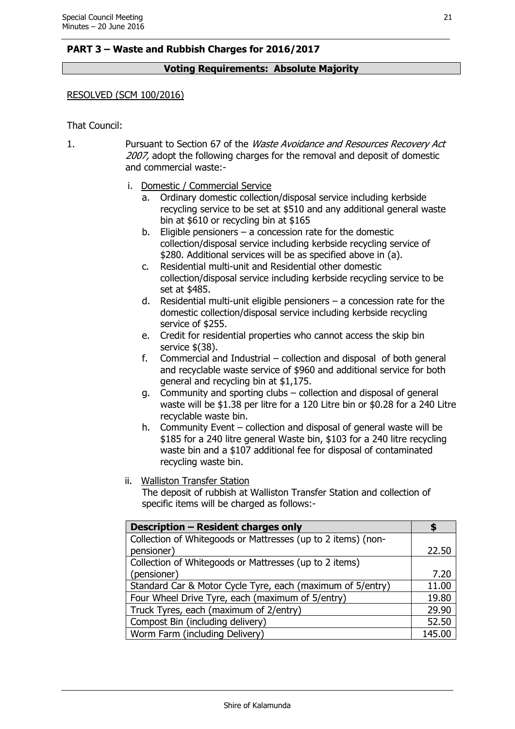**PART 3 – Waste and Rubbish Charges for 2016/2017**

**Voting Requirements: Absolute Majority**

RESOLVED (SCM 100/2016)

That Council:

1. Pursuant to Section 67 of the *Waste Avoidance and Resources Recovery Act 2007,* adopt the following charges for the removal and deposit of domestic and commercial waste:-

   i. Domestic / Commercial Service

      a. Ordinary domestic collection/disposal service including kerbside recycling service to be set at $510 and any additional general waste bin at $610 or recycling bin at $165
      b. Eligible pensioners – a concession rate for the domestic collection/disposal service including kerbside recycling service of $280. Additional services will be as specified above in (a).
      c. Residential multi-unit and Residential other domestic collection/disposal service including kerbside recycling service to be set at $485.
      d. Residential multi-unit eligible pensioners – a concession rate for the domestic collection/disposal service including kerbside recycling service of $255.
      e. Credit for residential properties who cannot access the skip bin service $(38).
      f. Commercial and Industrial – collection and disposal of both general and recyclable waste service of $960 and additional service for both general and recycling bin at $1,175.
      g. Community and sporting clubs – collection and disposal of general waste will be $1.38 per litre for a 120 Litre bin or $0.28 for a 240 Litre recyclable waste bin.
      h. Community Event – collection and disposal of general waste will be $185 for a 240 litre general Waste bin, $103 for a 240 litre recycling waste bin and a $107 additional fee for disposal of contaminated recycling waste bin.

   ii. Walliston Transfer Station

      The deposit of rubbish at Walliston Transfer Station and collection of specific items will be charged as follows:-

| Description – Resident charges only | $ |
|---|---|
| Collection of Whitegoods or Mattresses (up to 2 items) (non-pensioner) | 22.50 |
| Collection of Whitegoods or Mattresses (up to 2 items) (pensioner) | 7.20 |
| Standard Car & Motor Cycle Tyre, each (maximum of 5/entry) | 11.00 |
| Four Wheel Drive Tyre, each (maximum of 5/entry) | 19.80 |
| Truck Tyres, each (maximum of 2/entry) | 29.90 |
| Compost Bin (including delivery) | 52.50 |
| Worm Farm (including Delivery) | 145.00 |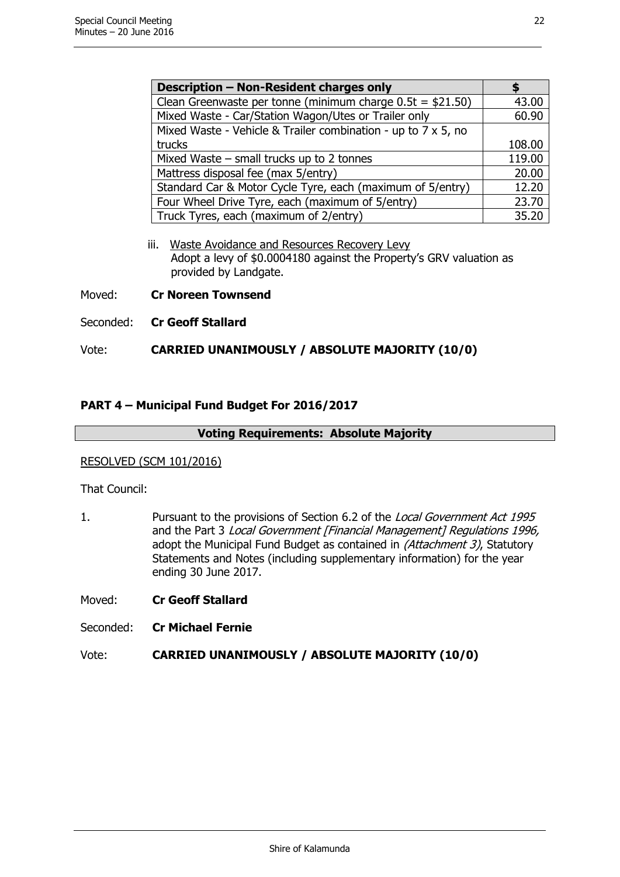| Description – Non-Resident charges only | $ |
|---|---|
| Clean Greenwaste per tonne (minimum charge 0.5t = $21.50) | 43.00 |
| Mixed Waste - Car/Station Wagon/Utes or Trailer only | 60.90 |
| Mixed Waste - Vehicle & Trailer combination - up to 7 x 5, no trucks | 108.00 |
| Mixed Waste – small trucks up to 2 tonnes | 119.00 |
| Mattress disposal fee (max 5/entry) | 20.00 |
| Standard Car & Motor Cycle Tyre, each (maximum of 5/entry) | 12.20 |
| Four Wheel Drive Tyre, each (maximum of 5/entry) | 23.70 |
| Truck Tyres, each (maximum of 2/entry) | 35.20 |

iii. Waste Avoidance and Resources Recovery Levy
Adopt a levy of $0.0004180 against the Property's GRV valuation as provided by Landgate.

Moved: **Cr Noreen Townsend**

Seconded: **Cr Geoff Stallard**

Vote: **CARRIED UNANIMOUSLY / ABSOLUTE MAJORITY (10/0)**

## PART 4 – Municipal Fund Budget For 2016/2017

**Voting Requirements: Absolute Majority**

RESOLVED (SCM 101/2016)

That Council:

1. Pursuant to the provisions of Section 6.2 of the *Local Government Act 1995* and the Part 3 *Local Government [Financial Management] Regulations 1996,* adopt the Municipal Fund Budget as contained in *(Attachment 3)*, Statutory Statements and Notes (including supplementary information) for the year ending 30 June 2017.

Moved: **Cr Geoff Stallard**

Seconded: **Cr Michael Fernie**

Vote: **CARRIED UNANIMOUSLY / ABSOLUTE MAJORITY (10/0)**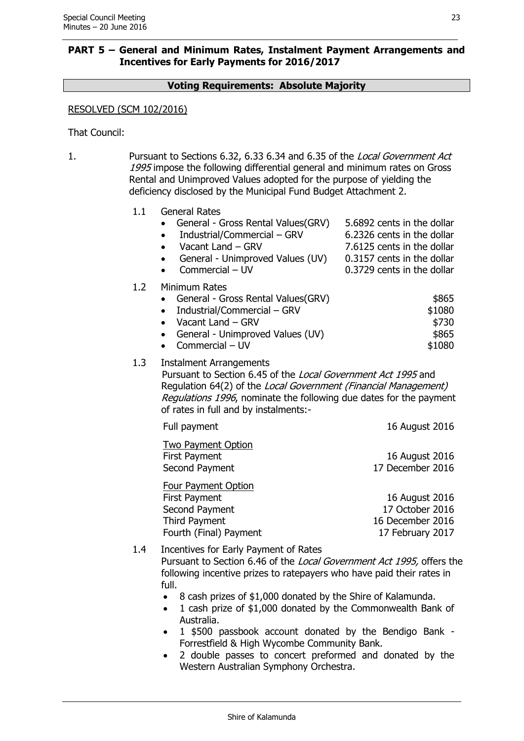## PART 5 – General and Minimum Rates, Instalment Payment Arrangements and Incentives for Early Payments for 2016/2017

**Voting Requirements: Absolute Majority**

RESOLVED (SCM 102/2016)

That Council:

1. Pursuant to Sections 6.32, 6.33 6.34 and 6.35 of the *Local Government Act 1995* impose the following differential general and minimum rates on Gross Rental and Unimproved Values adopted for the purpose of yielding the deficiency disclosed by the Municipal Fund Budget Attachment 2.

   1.1 General Rates

   | | |
   |---|---|
   | • General - Gross Rental Values(GRV) | 5.6892 cents in the dollar |
   | • Industrial/Commercial – GRV | 6.2326 cents in the dollar |
   | • Vacant Land – GRV | 7.6125 cents in the dollar |
   | • General - Unimproved Values (UV) | 0.3157 cents in the dollar |
   | • Commercial – UV | 0.3729 cents in the dollar |

   1.2 Minimum Rates

   | | |
   |---|---|
   | • General - Gross Rental Values(GRV) | \$865 |
   | • Industrial/Commercial – GRV | \$1080 |
   | • Vacant Land – GRV | \$730 |
   | • General - Unimproved Values (UV) | \$865 |
   | • Commercial – UV | \$1080 |

   1.3 Instalment Arrangements
   Pursuant to Section 6.45 of the *Local Government Act 1995* and Regulation 64(2) of the *Local Government (Financial Management) Regulations 1996*, nominate the following due dates for the payment of rates in full and by instalments:-

   | | |
   |---|---|
   | Full payment | 16 August 2016 |
   | <u>Two Payment Option</u> | |
   | First Payment | 16 August 2016 |
   | Second Payment | 17 December 2016 |
   | <u>Four Payment Option</u> | |
   | First Payment | 16 August 2016 |
   | Second Payment | 17 October 2016 |
   | Third Payment | 16 December 2016 |
   | Fourth (Final) Payment | 17 February 2017 |

   1.4 Incentives for Early Payment of Rates
   Pursuant to Section 6.46 of the *Local Government Act 1995,* offers the following incentive prizes to ratepayers who have paid their rates in full.

   - 8 cash prizes of \$1,000 donated by the Shire of Kalamunda.
   - 1 cash prize of \$1,000 donated by the Commonwealth Bank of Australia.
   - 1 \$500 passbook account donated by the Bendigo Bank - Forrestfield & High Wycombe Community Bank.
   - 2 double passes to concert preformed and donated by the Western Australian Symphony Orchestra.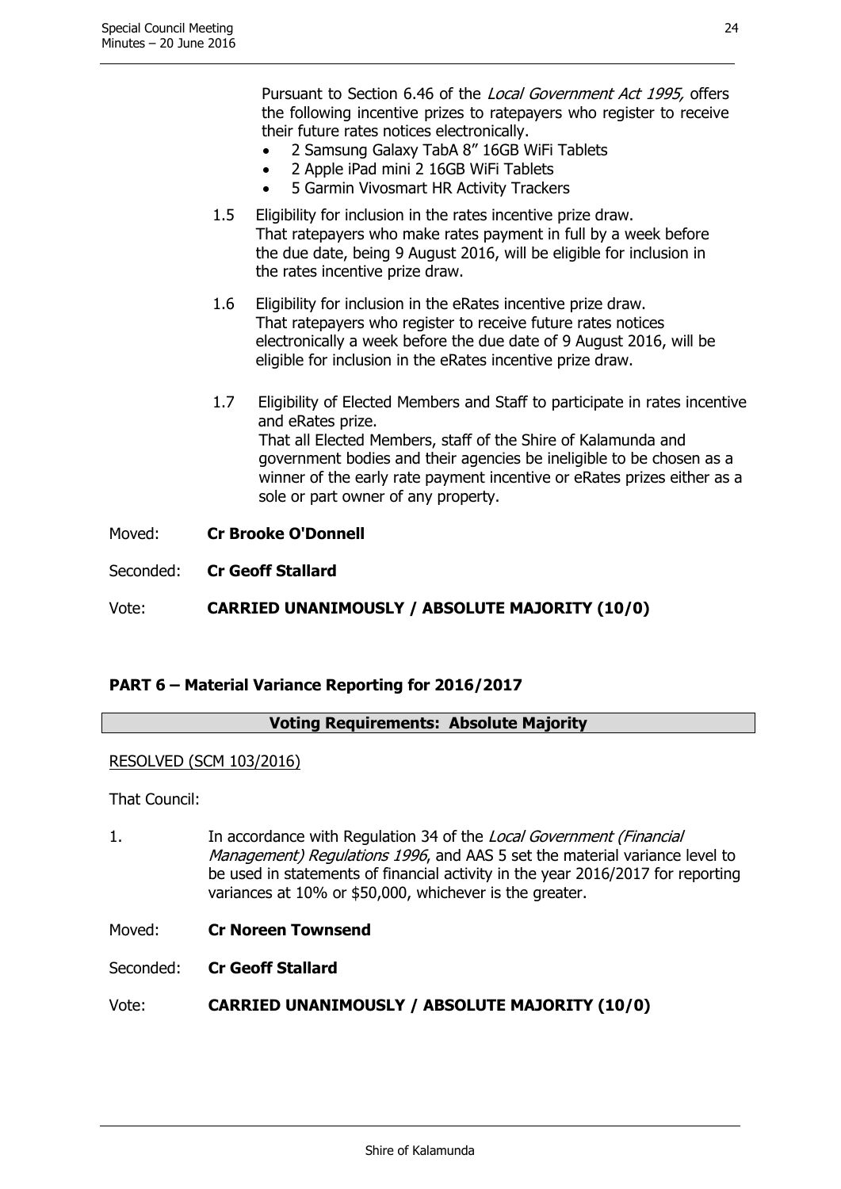Pursuant to Section 6.46 of the *Local Government Act 1995,* offers the following incentive prizes to ratepayers who register to receive their future rates notices electronically.

- 2 Samsung Galaxy TabA 8" 16GB WiFi Tablets
- 2 Apple iPad mini 2 16GB WiFi Tablets
- 5 Garmin Vivosmart HR Activity Trackers

1.5 Eligibility for inclusion in the rates incentive prize draw.
That ratepayers who make rates payment in full by a week before the due date, being 9 August 2016, will be eligible for inclusion in the rates incentive prize draw.

1.6 Eligibility for inclusion in the eRates incentive prize draw.
That ratepayers who register to receive future rates notices electronically a week before the due date of 9 August 2016, will be eligible for inclusion in the eRates incentive prize draw.

1.7 Eligibility of Elected Members and Staff to participate in rates incentive and eRates prize.
That all Elected Members, staff of the Shire of Kalamunda and government bodies and their agencies be ineligible to be chosen as a winner of the early rate payment incentive or eRates prizes either as a sole or part owner of any property.

Moved: **Cr Brooke O'Donnell**

Seconded: **Cr Geoff Stallard**

Vote: **CARRIED UNANIMOUSLY / ABSOLUTE MAJORITY (10/0)**

### PART 6 – Material Variance Reporting for 2016/2017

**Voting Requirements: Absolute Majority**

RESOLVED (SCM 103/2016)

That Council:

1. In accordance with Regulation 34 of the *Local Government (Financial Management) Regulations 1996*, and AAS 5 set the material variance level to be used in statements of financial activity in the year 2016/2017 for reporting variances at 10% or $50,000, whichever is the greater.

Moved: **Cr Noreen Townsend**

Seconded: **Cr Geoff Stallard**

Vote: **CARRIED UNANIMOUSLY / ABSOLUTE MAJORITY (10/0)**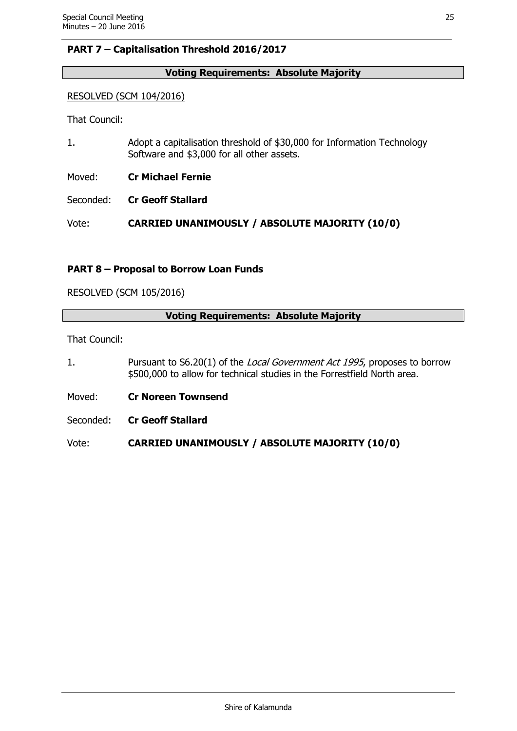**PART 7 – Capitalisation Threshold 2016/2017**

**Voting Requirements: Absolute Majority**

RESOLVED (SCM 104/2016)

That Council:

1. Adopt a capitalisation threshold of $30,000 for Information Technology Software and $3,000 for all other assets.

Moved: **Cr Michael Fernie**

Seconded: **Cr Geoff Stallard**

Vote: **CARRIED UNANIMOUSLY / ABSOLUTE MAJORITY (10/0)**

**PART 8 – Proposal to Borrow Loan Funds**

RESOLVED (SCM 105/2016)

**Voting Requirements: Absolute Majority**

That Council:

1. Pursuant to S6.20(1) of the *Local Government Act 1995*, proposes to borrow $500,000 to allow for technical studies in the Forrestfield North area.

Moved: **Cr Noreen Townsend**

Seconded: **Cr Geoff Stallard**

Vote: **CARRIED UNANIMOUSLY / ABSOLUTE MAJORITY (10/0)**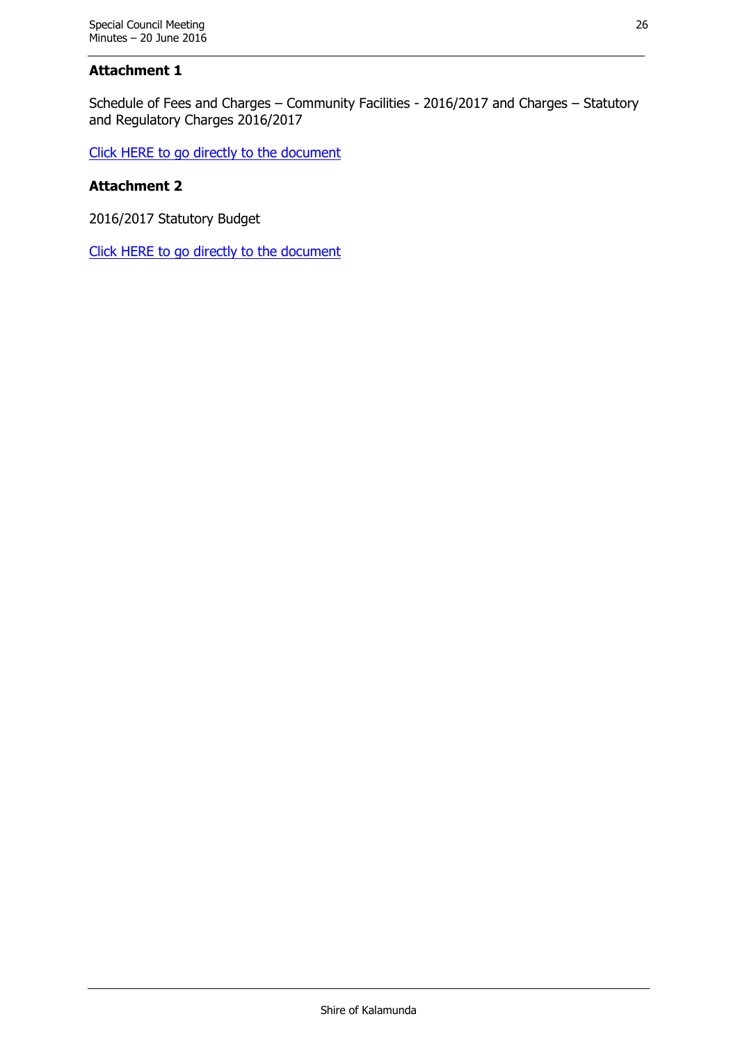**Attachment 1**

Schedule of Fees and Charges – Community Facilities - 2016/2017 and Charges – Statutory and Regulatory Charges 2016/2017

Click HERE to go directly to the document

**Attachment 2**

2016/2017 Statutory Budget

Click HERE to go directly to the document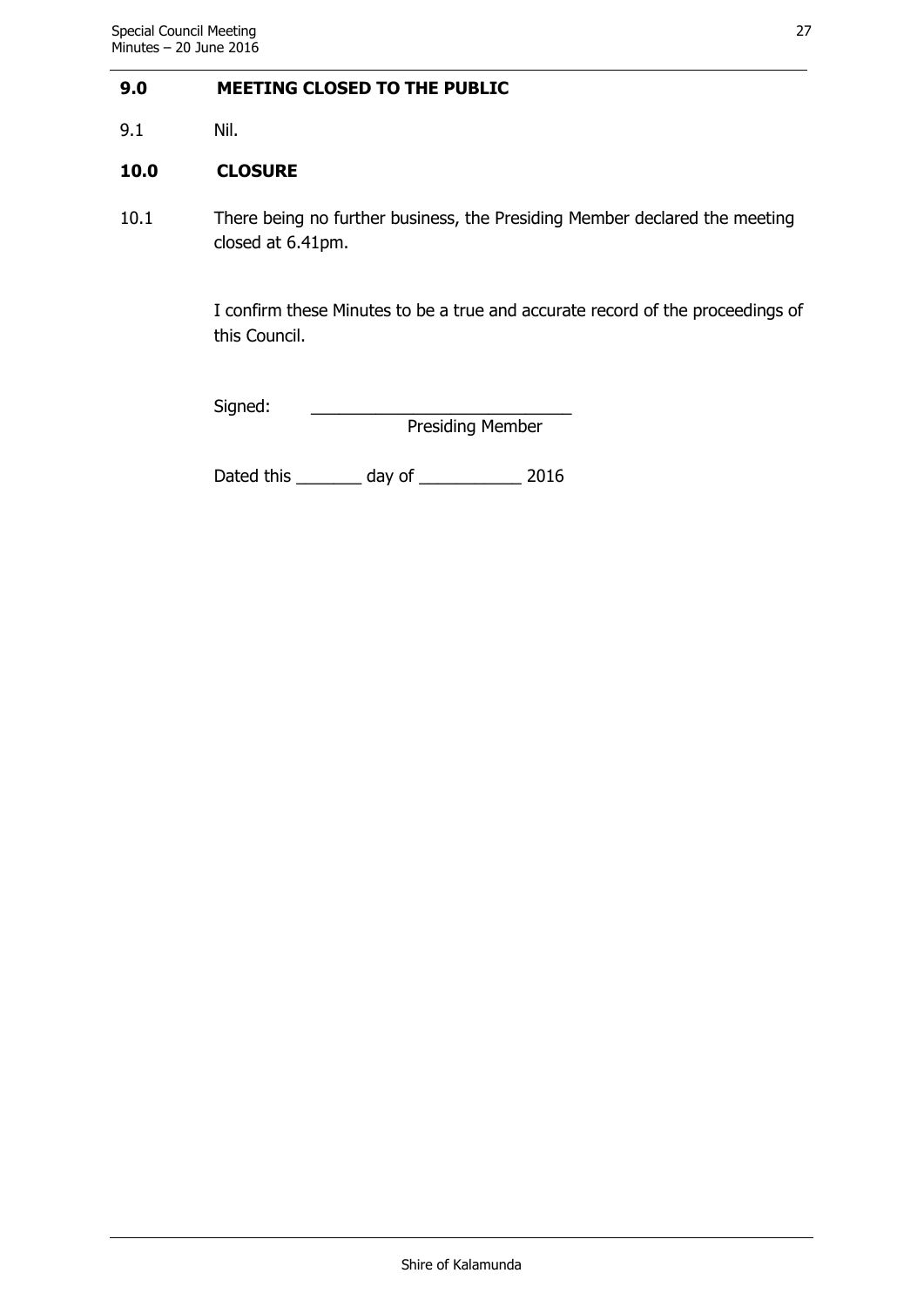## 9.0 MEETING CLOSED TO THE PUBLIC

9.1 Nil.

## 10.0 CLOSURE

10.1 There being no further business, the Presiding Member declared the meeting closed at 6.41pm.

I confirm these Minutes to be a true and accurate record of the proceedings of this Council.

Signed: ____________________________
Presiding Member

Dated this _______ day of ___________ 2016